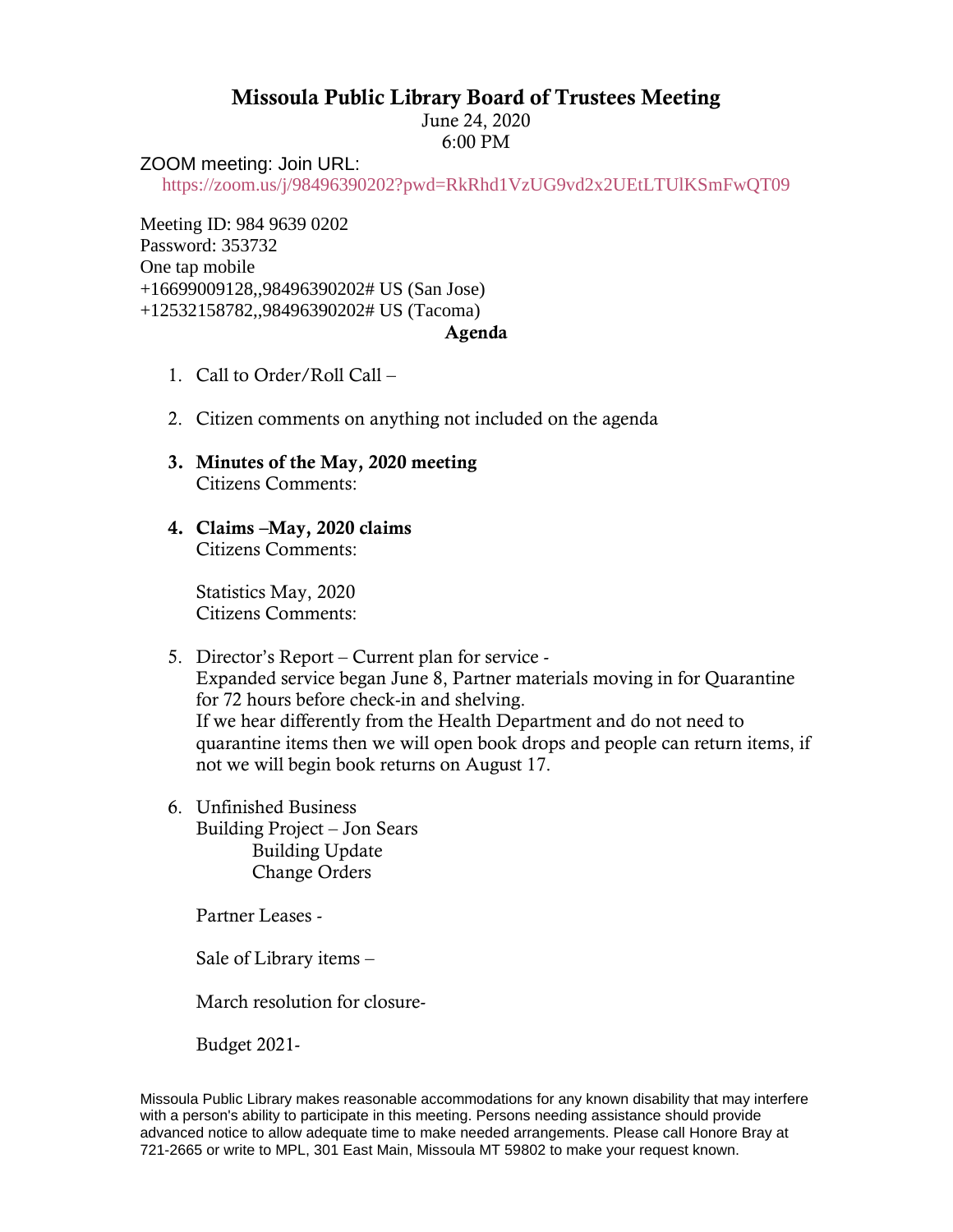# Missoula Public Library Board of Trustees Meeting

June 24, 2020
6:00 PM

ZOOM meeting: Join URL:
https://zoom.us/j/98496390202?pwd=RkRhd1VzUG9vd2x2UEtLTUlKSmFwQT09

Meeting ID: 984 9639 0202
Password: 353732
One tap mobile
+16699009128,,98496390202# US (San Jose)
+12532158782,,98496390202# US (Tacoma)

**Agenda**

1. Call to Order/Roll Call –

2. Citizen comments on anything not included on the agenda

3. **Minutes of the May, 2020 meeting**
   Citizens Comments:

4. **Claims –May, 2020 claims**
   Citizens Comments:

   Statistics May, 2020
   Citizens Comments:

5. Director's Report – Current plan for service -
   Expanded service began June 8, Partner materials moving in for Quarantine for 72 hours before check-in and shelving.
   If we hear differently from the Health Department and do not need to quarantine items then we will open book drops and people can return items, if not we will begin book returns on August 17.

6. Unfinished Business
   Building Project – Jon Sears
      Building Update
      Change Orders

   Partner Leases -

   Sale of Library items –

   March resolution for closure-

   Budget 2021-

Missoula Public Library makes reasonable accommodations for any known disability that may interfere with a person's ability to participate in this meeting. Persons needing assistance should provide advanced notice to allow adequate time to make needed arrangements. Please call Honore Bray at 721-2665 or write to MPL, 301 East Main, Missoula MT 59802 to make your request known.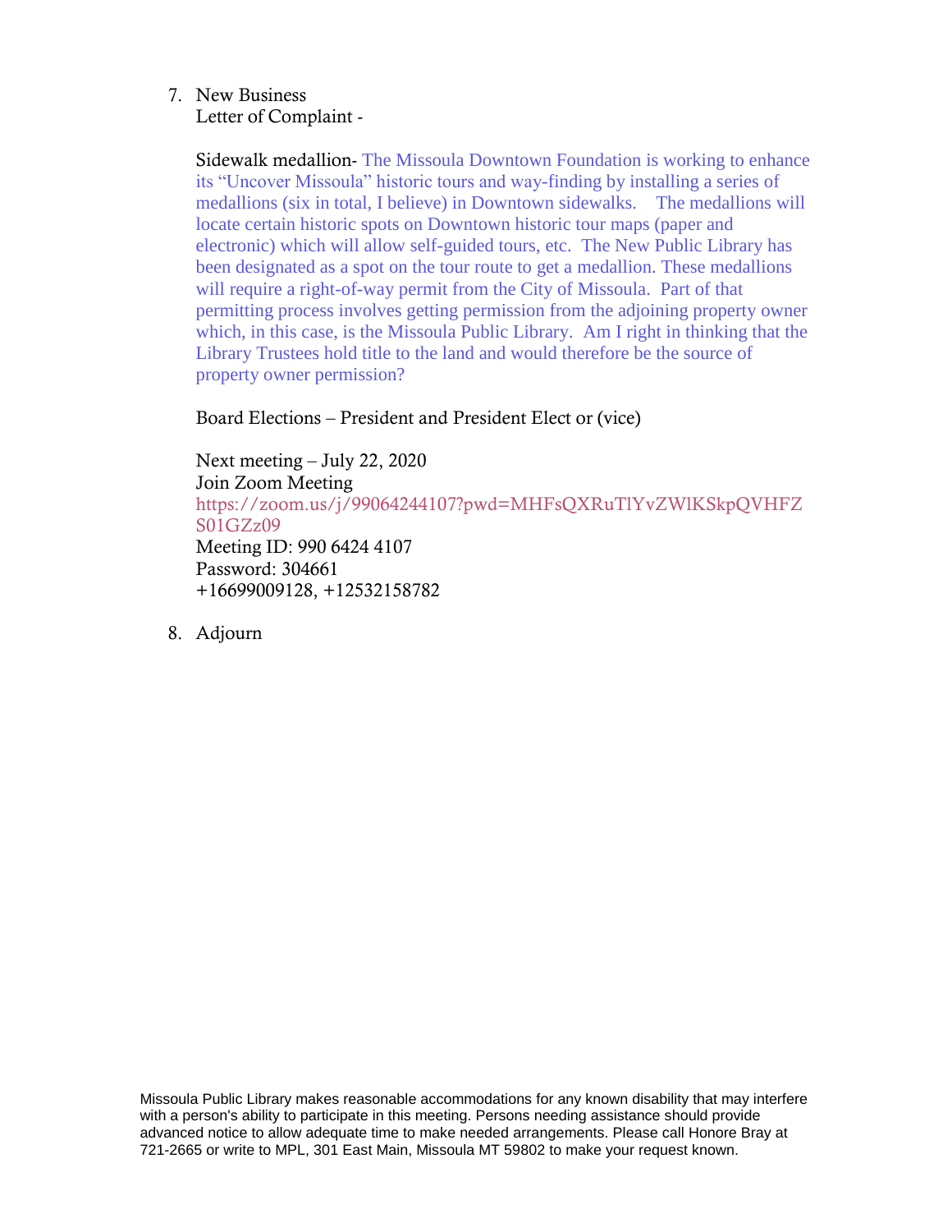7. New Business

   Letter of Complaint -

   Sidewalk medallion- The Missoula Downtown Foundation is working to enhance its "Uncover Missoula" historic tours and way-finding by installing a series of medallions (six in total, I believe) in Downtown sidewalks. The medallions will locate certain historic spots on Downtown historic tour maps (paper and electronic) which will allow self-guided tours, etc. The New Public Library has been designated as a spot on the tour route to get a medallion. These medallions will require a right-of-way permit from the City of Missoula. Part of that permitting process involves getting permission from the adjoining property owner which, in this case, is the Missoula Public Library. Am I right in thinking that the Library Trustees hold title to the land and would therefore be the source of property owner permission?

   Board Elections – President and President Elect or (vice)

   Next meeting – July 22, 2020
   Join Zoom Meeting
   https://zoom.us/j/99064244107?pwd=MHFsQXRuTlYvZWlKSkpQVHFZS01GZz09
   Meeting ID: 990 6424 4107
   Password: 304661
   +16699009128, +12532158782

8. Adjourn

Missoula Public Library makes reasonable accommodations for any known disability that may interfere with a person's ability to participate in this meeting. Persons needing assistance should provide advanced notice to allow adequate time to make needed arrangements. Please call Honore Bray at 721-2665 or write to MPL, 301 East Main, Missoula MT 59802 to make your request known.